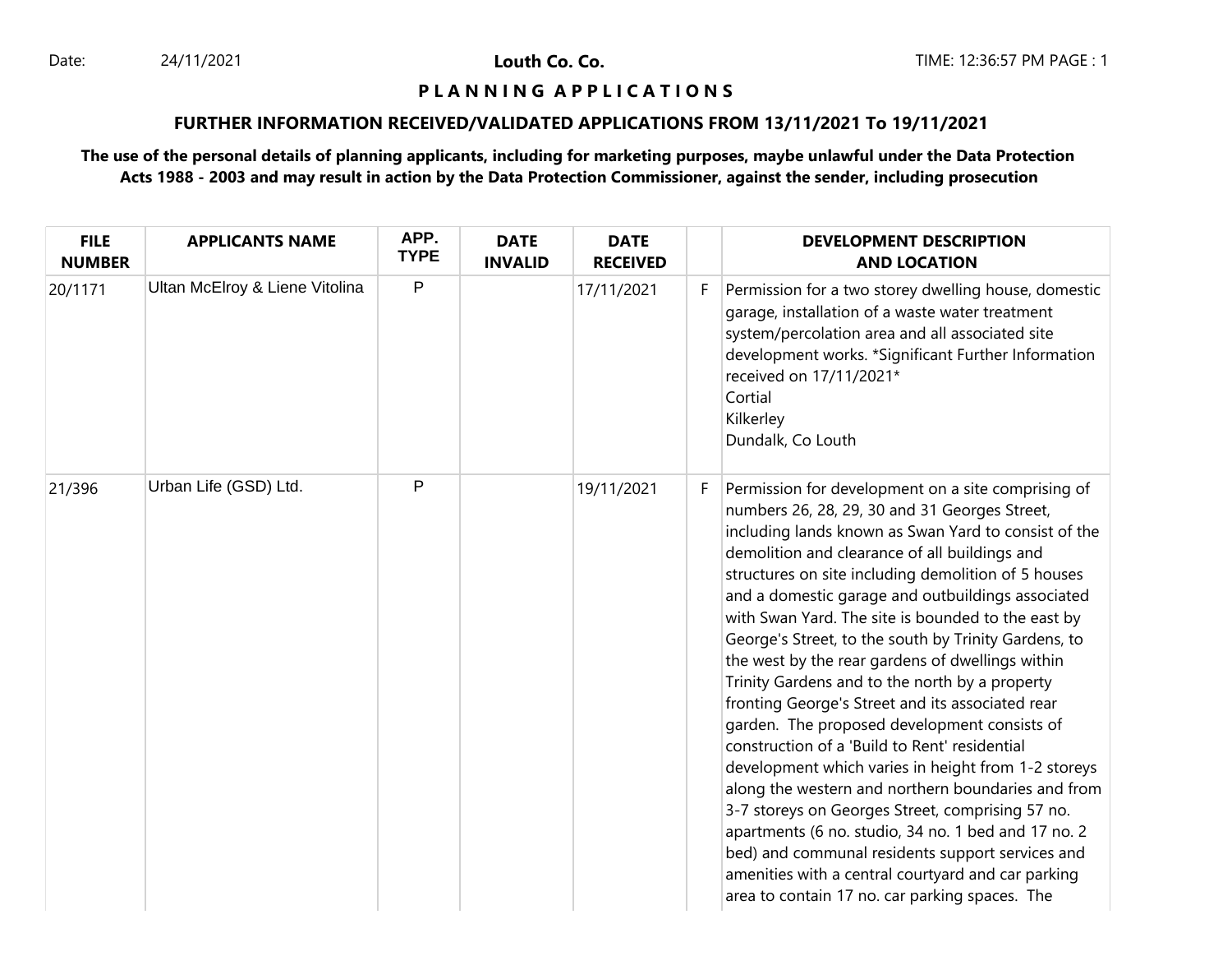Date: 24/11/2021

# Louth Co. Co.

## P L A N N I N G A P P L I C A T I O N S

### FURTHER INFORMATION RECEIVED/VALIDATED APPLICATIONS FROM 13/11/2021 To 19/11/2021

**The use of the personal details of planning applicants, including for marketing purposes, maybe unlawful under the Data Protection Acts 1988 - 2003 and may result in action by the Data Protection Commissioner, against the sender, including prosecution**

| FILE NUMBER | APPLICANTS NAME | APP. TYPE | DATE INVALID | DATE RECEIVED | | DEVELOPMENT DESCRIPTION AND LOCATION |
|---|---|---|---|---|---|---|
| 20/1171 | Ultan McElroy & Liene Vitolina | P | | 17/11/2021 | F | Permission for a two storey dwelling house, domestic garage, installation of a waste water treatment system/percolation area and all associated site development works. *Significant Further Information received on 17/11/2021* Cortial Kilkerley Dundalk, Co Louth |
| 21/396 | Urban Life (GSD) Ltd. | P | | 19/11/2021 | F | Permission for development on a site comprising of numbers 26, 28, 29, 30 and 31 Georges Street, including lands known as Swan Yard to consist of the demolition and clearance of all buildings and structures on site including demolition of 5 houses and a domestic garage and outbuildings associated with Swan Yard. The site is bounded to the east by George's Street, to the south by Trinity Gardens, to the west by the rear gardens of dwellings within Trinity Gardens and to the north by a property fronting George's Street and its associated rear garden. The proposed development consists of construction of a 'Build to Rent' residential development which varies in height from 1-2 storeys along the western and northern boundaries and from 3-7 storeys on Georges Street, comprising 57 no. apartments (6 no. studio, 34 no. 1 bed and 17 no. 2 bed) and communal residents support services and amenities with a central courtyard and car parking area to contain 17 no. car parking spaces. The |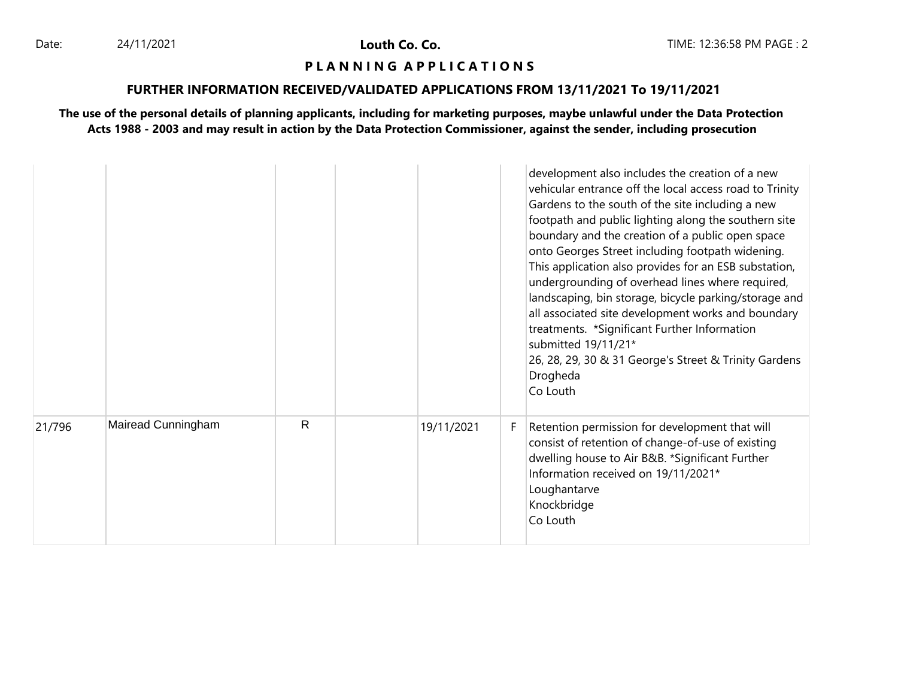**Louth Co. Co.**

**P L A N N I N G A P P L I C A T I O N S**

**FURTHER INFORMATION RECEIVED/VALIDATED APPLICATIONS FROM 13/11/2021 To 19/11/2021**

**The use of the personal details of planning applicants, including for marketing purposes, maybe unlawful under the Data Protection Acts 1988 - 2003 and may result in action by the Data Protection Commissioner, against the sender, including prosecution**

| | | | | | | |
|---|---|---|---|---|---|---|
| | | | | | | development also includes the creation of a new vehicular entrance off the local access road to Trinity Gardens to the south of the site including a new footpath and public lighting along the southern site boundary and the creation of a public open space onto Georges Street including footpath widening. This application also provides for an ESB substation, undergrounding of overhead lines where required, landscaping, bin storage, bicycle parking/storage and all associated site development works and boundary treatments. *Significant Further Information submitted 19/11/21*<br>26, 28, 29, 30 & 31 George's Street & Trinity Gardens<br>Drogheda<br>Co Louth |
| 21/796 | Mairead Cunningham | R | | 19/11/2021 | F | Retention permission for development that will consist of retention of change-of-use of existing dwelling house to Air B&B. *Significant Further Information received on 19/11/2021*<br>Loughantarve<br>Knockbridge<br>Co Louth |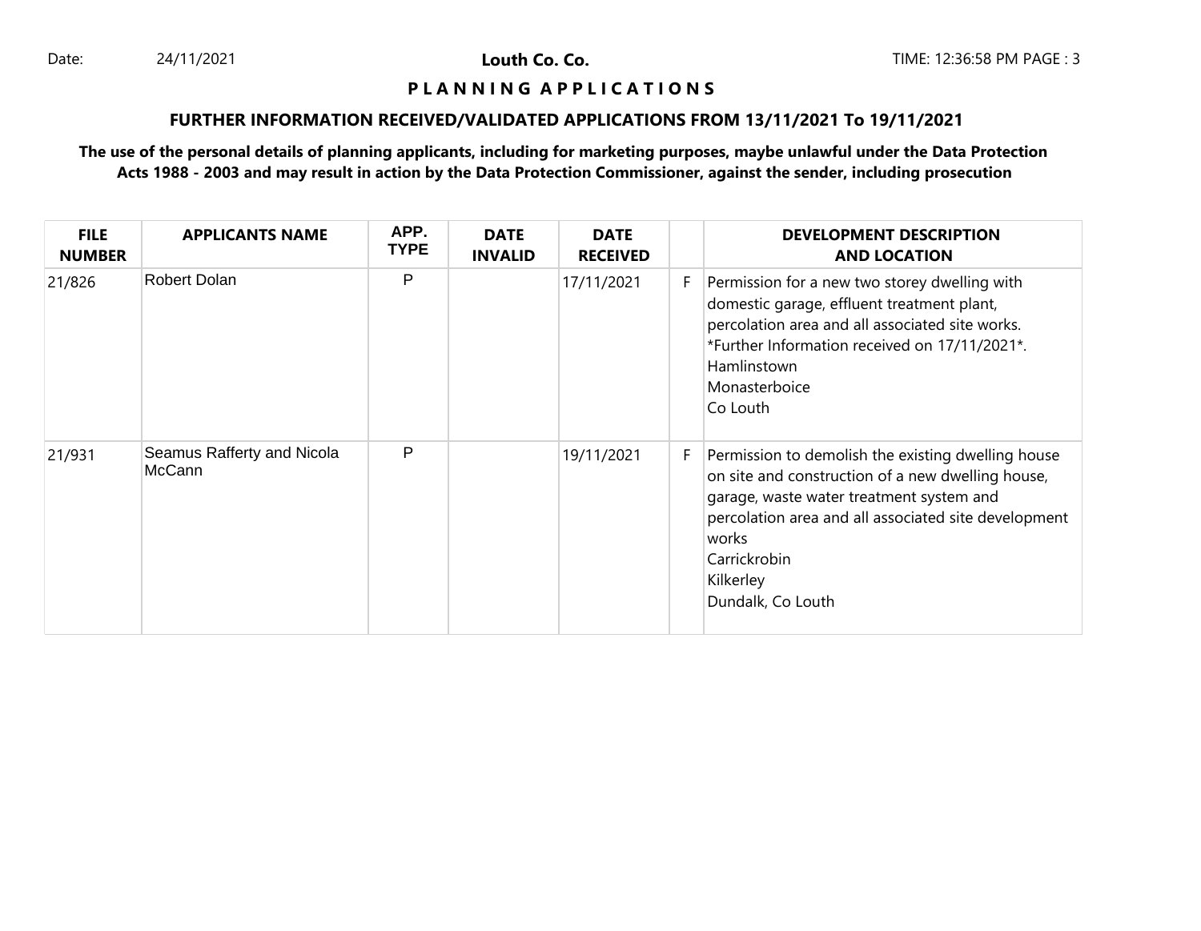Date: 24/11/2021 **Louth Co. Co.** TIME: 12:36:58 PM PAGE : 3

**P L A N N I N G A P P L I C A T I O N S**

**FURTHER INFORMATION RECEIVED/VALIDATED APPLICATIONS FROM 13/11/2021 To 19/11/2021**

**The use of the personal details of planning applicants, including for marketing purposes, maybe unlawful under the Data Protection Acts 1988 - 2003 and may result in action by the Data Protection Commissioner, against the sender, including prosecution**

| FILE NUMBER | APPLICANTS NAME | APP. TYPE | DATE INVALID | DATE RECEIVED | | DEVELOPMENT DESCRIPTION AND LOCATION |
|---|---|---|---|---|---|---|
| 21/826 | Robert Dolan | P | | 17/11/2021 | F | Permission for a new two storey dwelling with domestic garage, effluent treatment plant, percolation area and all associated site works. *Further Information received on 17/11/2021*. Hamlinstown Monasterboice Co Louth |
| 21/931 | Seamus Rafferty and Nicola McCann | P | | 19/11/2021 | F | Permission to demolish the existing dwelling house on site and construction of a new dwelling house, garage, waste water treatment system and percolation area and all associated site development works Carrickrobin Kilkerley Dundalk, Co Louth |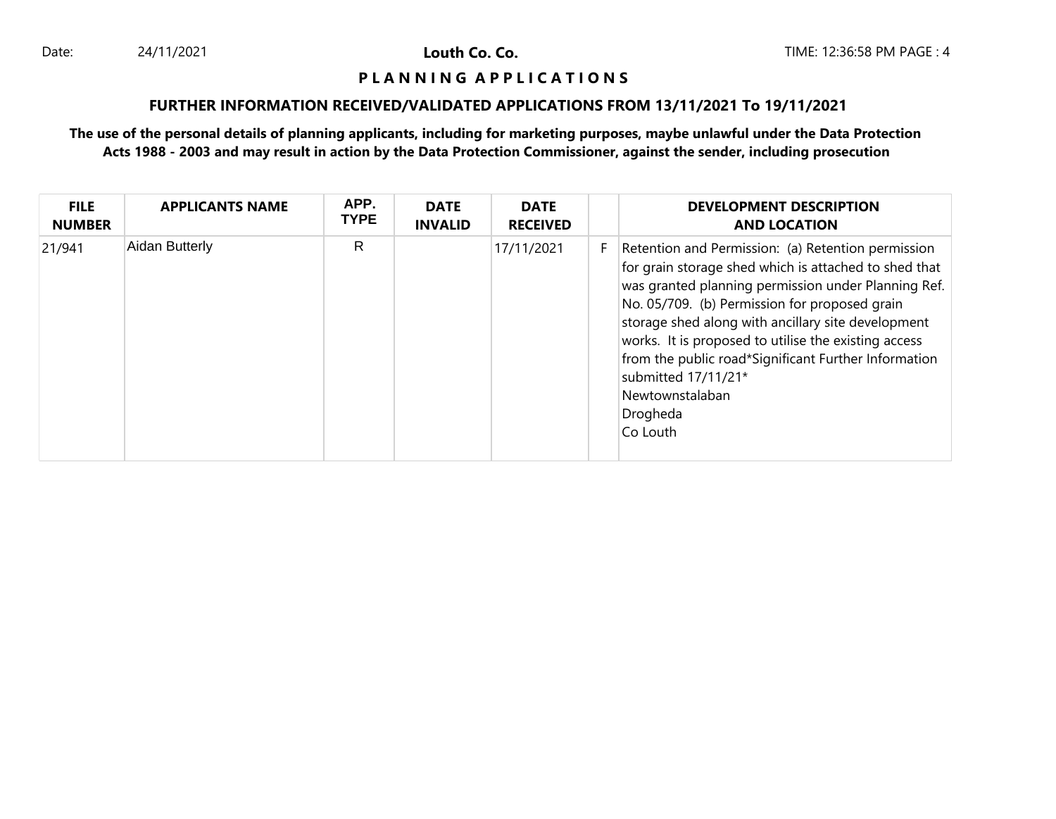Date: 24/11/2021 **Louth Co. Co.** TIME: 12:36:58 PM

## P L A N N I N G   A P P L I C A T I O N S

### FURTHER INFORMATION RECEIVED/VALIDATED APPLICATIONS FROM 13/11/2021 To 19/11/2021

**The use of the personal details of planning applicants, including for marketing purposes, maybe unlawful under the Data Protection Acts 1988 - 2003 and may result in action by the Data Protection Commissioner, against the sender, including prosecution**

| FILE NUMBER | APPLICANTS NAME | APP. TYPE | DATE INVALID | DATE RECEIVED | | DEVELOPMENT DESCRIPTION AND LOCATION |
|---|---|---|---|---|---|---|
| 21/941 | Aidan Butterly | R | | 17/11/2021 | F | Retention and Permission: (a) Retention permission for grain storage shed which is attached to shed that was granted planning permission under Planning Ref. No. 05/709. (b) Permission for proposed grain storage shed along with ancillary site development works. It is proposed to utilise the existing access from the public road*Significant Further Information submitted 17/11/21* Newtownstalaban Drogheda Co Louth |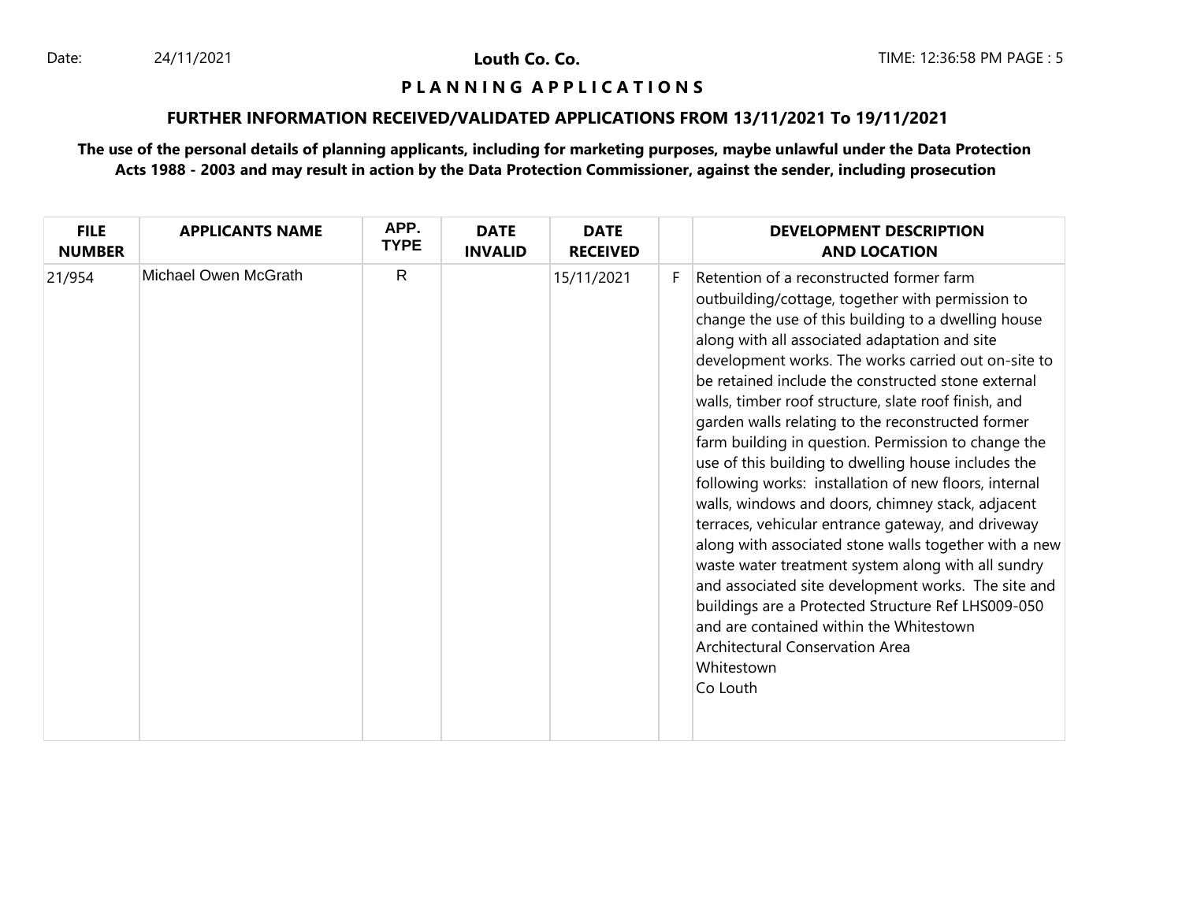**Louth Co. Co.**

## P L A N N I N G   A P P L I C A T I O N S

### FURTHER INFORMATION RECEIVED/VALIDATED APPLICATIONS FROM 13/11/2021 To 19/11/2021

**The use of the personal details of planning applicants, including for marketing purposes, maybe unlawful under the Data Protection Acts 1988 - 2003 and may result in action by the Data Protection Commissioner, against the sender, including prosecution**

| FILE NUMBER | APPLICANTS NAME | APP. TYPE | DATE INVALID | DATE RECEIVED | | DEVELOPMENT DESCRIPTION AND LOCATION |
|---|---|---|---|---|---|---|
| 21/954 | Michael Owen McGrath | R | | 15/11/2021 | F | Retention of a reconstructed former farm outbuilding/cottage, together with permission to change the use of this building to a dwelling house along with all associated adaptation and site development works. The works carried out on-site to be retained include the constructed stone external walls, timber roof structure, slate roof finish, and garden walls relating to the reconstructed former farm building in question. Permission to change the use of this building to dwelling house includes the following works: installation of new floors, internal walls, windows and doors, chimney stack, adjacent terraces, vehicular entrance gateway, and driveway along with associated stone walls together with a new waste water treatment system along with all sundry and associated site development works. The site and buildings are a Protected Structure Ref LHS009-050 and are contained within the Whitestown Architectural Conservation Area<br>Whitestown<br>Co Louth |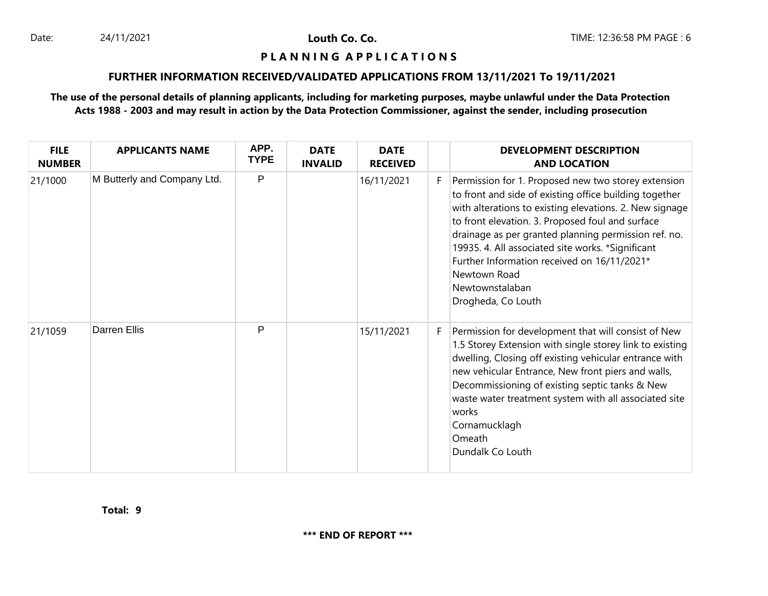**Louth Co. Co.**

**P L A N N I N G  A P P L I C A T I O N S**

**FURTHER INFORMATION RECEIVED/VALIDATED APPLICATIONS FROM 13/11/2021 To 19/11/2021**

**The use of the personal details of planning applicants, including for marketing purposes, maybe unlawful under the Data Protection Acts 1988 - 2003 and may result in action by the Data Protection Commissioner, against the sender, including prosecution**

| FILE NUMBER | APPLICANTS NAME | APP. TYPE | DATE INVALID | DATE RECEIVED | | DEVELOPMENT DESCRIPTION AND LOCATION |
|---|---|---|---|---|---|---|
| 21/1000 | M Butterly and Company Ltd. | P | | 16/11/2021 | F | Permission for 1. Proposed new two storey extension to front and side of existing office building together with alterations to existing elevations. 2. New signage to front elevation. 3. Proposed foul and surface drainage as per granted planning permission ref. no. 19935. 4. All associated site works. *Significant Further Information received on 16/11/2021* Newtown Road Newtownstalaban Drogheda, Co Louth |
| 21/1059 | Darren Ellis | P | | 15/11/2021 | F | Permission for development that will consist of New 1.5 Storey Extension with single storey link to existing dwelling, Closing off existing vehicular entrance with new vehicular Entrance, New front piers and walls, Decommissioning of existing septic tanks & New waste water treatment system with all associated site works Cornamucklagh Omeath Dundalk Co Louth |

**Total: 9**

**\*\*\* END OF REPORT \*\*\***